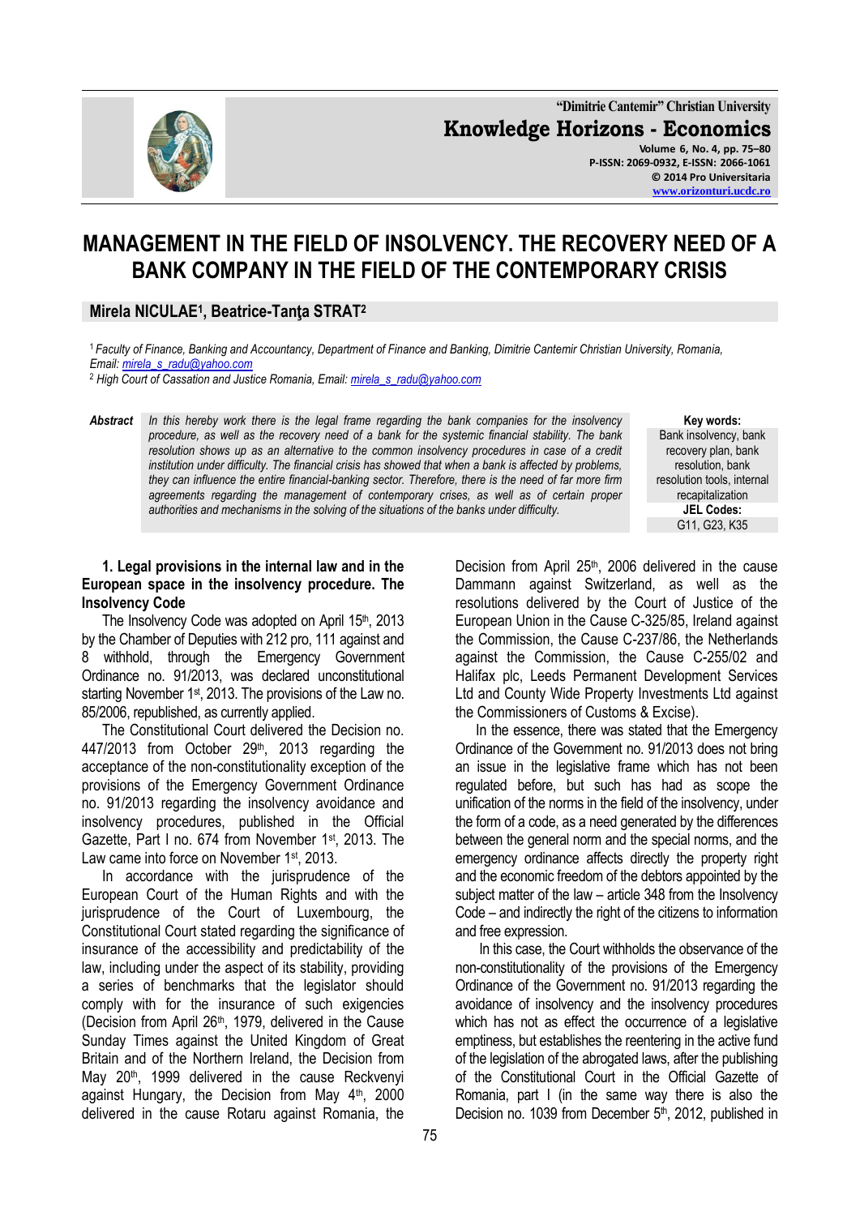# MANAGEMENT IN THE FIELD OF INSOLVENCY. THE RECOVERY NEED OF A BANK COMPANY IN THE FIELD OF THE CONTEMPORARY CRISIS

**Mirela NICULAE[1], Beatrice-Tanţa STRAT[2]**

[1] *Faculty of Finance, Banking and Accountancy, Department of Finance and Banking, Dimitrie Cantemir Christian University, Romania, Email: mirela_s_radu@yahoo.com*

[2] *High Court of Cassation and Justice Romania, Email: mirela_s_radu@yahoo.com*

***Abstract*** *In this hereby work there is the legal frame regarding the bank companies for the insolvency procedure, as well as the recovery need of a bank for the systemic financial stability. The bank resolution shows up as an alternative to the common insolvency procedures in case of a credit institution under difficulty. The financial crisis has showed that when a bank is affected by problems, they can influence the entire financial-banking sector. Therefore, there is the need of far more firm agreements regarding the management of contemporary crises, as well as of certain proper authorities and mechanisms in the solving of the situations of the banks under difficulty.*

**Key words:** Bank insolvency, bank recovery plan, bank resolution, bank resolution tools, internal recapitalization

**JEL Codes:** G11, G23, K35

### 1. Legal provisions in the internal law and in the European space in the insolvency procedure. The Insolvency Code

The Insolvency Code was adopted on April 15th, 2013 by the Chamber of Deputies with 212 pro, 111 against and 8 withhold, through the Emergency Government Ordinance no. 91/2013, was declared unconstitutional starting November 1st, 2013. The provisions of the Law no. 85/2006, republished, as currently applied.

The Constitutional Court delivered the Decision no. 447/2013 from October 29th, 2013 regarding the acceptance of the non-constitutionality exception of the provisions of the Emergency Government Ordinance no. 91/2013 regarding the insolvency avoidance and insolvency procedures, published in the Official Gazette, Part I no. 674 from November 1st, 2013. The Law came into force on November 1st, 2013.

In accordance with the jurisprudence of the European Court of the Human Rights and with the jurisprudence of the Court of Luxembourg, the Constitutional Court stated regarding the significance of insurance of the accessibility and predictability of the law, including under the aspect of its stability, providing a series of benchmarks that the legislator should comply with for the insurance of such exigencies (Decision from April 26th, 1979, delivered in the Cause Sunday Times against the United Kingdom of Great Britain and of the Northern Ireland, the Decision from May 20th, 1999 delivered in the cause Reckvenyi against Hungary, the Decision from May 4th, 2000 delivered in the cause Rotaru against Romania, the Decision from April 25th, 2006 delivered in the cause Dammann against Switzerland, as well as the resolutions delivered by the Court of Justice of the European Union in the Cause C-325/85, Ireland against the Commission, the Cause C-237/86, the Netherlands against the Commission, the Cause C-255/02 and Halifax plc, Leeds Permanent Development Services Ltd and County Wide Property Investments Ltd against the Commissioners of Customs & Excise).

In the essence, there was stated that the Emergency Ordinance of the Government no. 91/2013 does not bring an issue in the legislative frame which has not been regulated before, but such has had as scope the unification of the norms in the field of the insolvency, under the form of a code, as a need generated by the differences between the general norm and the special norms, and the emergency ordinance affects directly the property right and the economic freedom of the debtors appointed by the subject matter of the law – article 348 from the Insolvency Code – and indirectly the right of the citizens to information and free expression.

In this case, the Court withholds the observance of the non-constitutionality of the provisions of the Emergency Ordinance of the Government no. 91/2013 regarding the avoidance of insolvency and the insolvency procedures which has not as effect the occurrence of a legislative emptiness, but establishes the reentering in the active fund of the legislation of the abrogated laws, after the publishing of the Constitutional Court in the Official Gazette of Romania, part I (in the same way there is also the Decision no. 1039 from December 5th, 2012, published in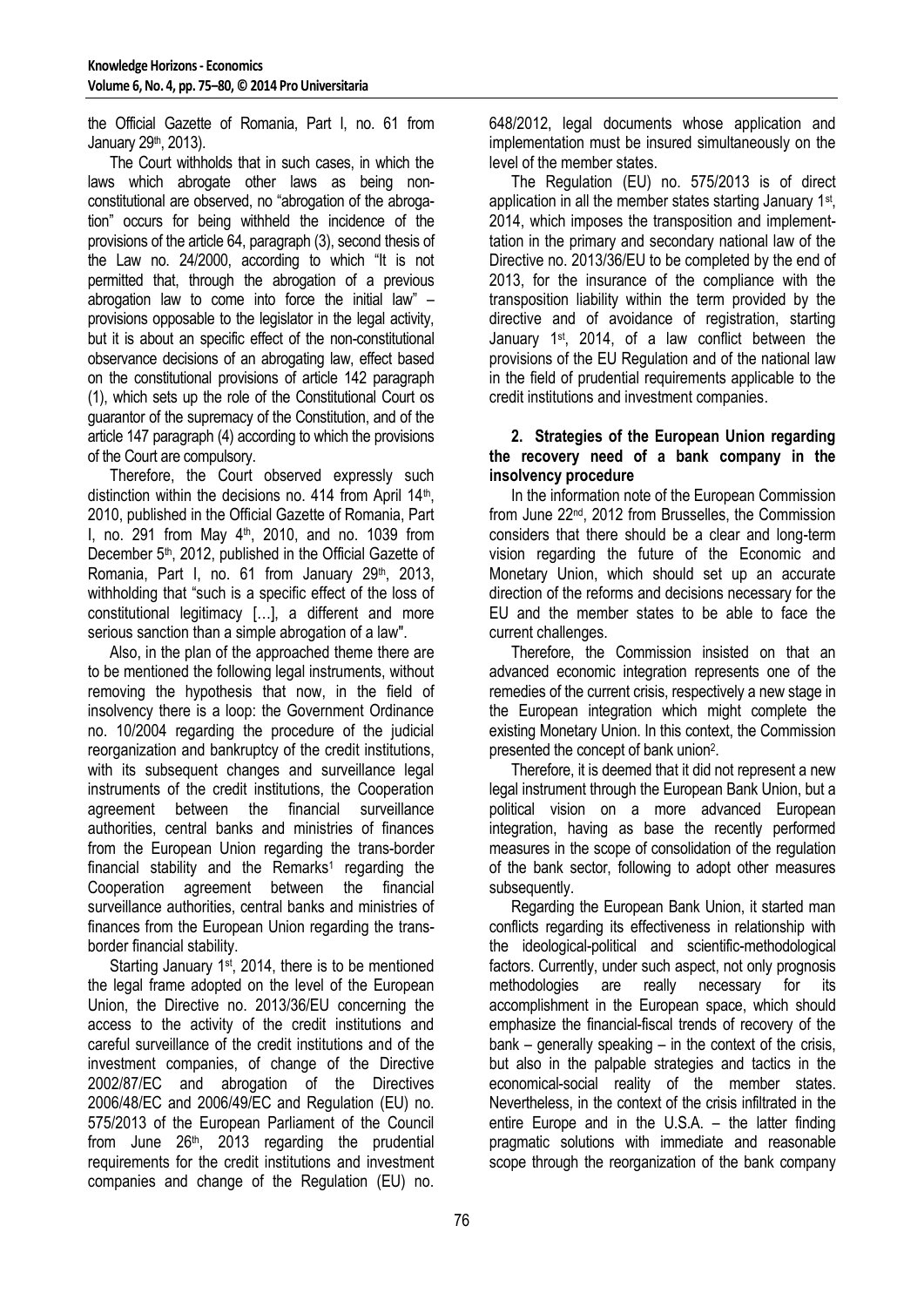the Official Gazette of Romania, Part I, no. 61 from January 29th, 2013).

The Court withholds that in such cases, in which the laws which abrogate other laws as being non-constitutional are observed, no "abrogation of the abrogation" occurs for being withheld the incidence of the provisions of the article 64, paragraph (3), second thesis of the Law no. 24/2000, according to which "It is not permitted that, through the abrogation of a previous abrogation law to come into force the initial law" – provisions opposable to the legislator in the legal activity, but it is about an specific effect of the non-constitutional observance decisions of an abrogating law, effect based on the constitutional provisions of article 142 paragraph (1), which sets up the role of the Constitutional Court os guarantor of the supremacy of the Constitution, and of the article 147 paragraph (4) according to which the provisions of the Court are compulsory.

Therefore, the Court observed expressly such distinction within the decisions no. 414 from April 14th, 2010, published in the Official Gazette of Romania, Part I, no. 291 from May 4th, 2010, and no. 1039 from December 5th, 2012, published in the Official Gazette of Romania, Part I, no. 61 from January 29th, 2013, withholding that "such is a specific effect of the loss of constitutional legitimacy […], a different and more serious sanction than a simple abrogation of a law".

Also, in the plan of the approached theme there are to be mentioned the following legal instruments, without removing the hypothesis that now, in the field of insolvency there is a loop: the Government Ordinance no. 10/2004 regarding the procedure of the judicial reorganization and bankruptcy of the credit institutions, with its subsequent changes and surveillance legal instruments of the credit institutions, the Cooperation agreement between the financial surveillance authorities, central banks and ministries of finances from the European Union regarding the trans-border financial stability and the Remarks[1] regarding the Cooperation agreement between the financial surveillance authorities, central banks and ministries of finances from the European Union regarding the trans-border financial stability.

Starting January 1st, 2014, there is to be mentioned the legal frame adopted on the level of the European Union, the Directive no. 2013/36/EU concerning the access to the activity of the credit institutions and careful surveillance of the credit institutions and of the investment companies, of change of the Directive 2002/87/EC and abrogation of the Directives 2006/48/EC and 2006/49/EC and Regulation (EU) no. 575/2013 of the European Parliament of the Council from June 26th, 2013 regarding the prudential requirements for the credit institutions and investment companies and change of the Regulation (EU) no. 648/2012, legal documents whose application and implementation must be insured simultaneously on the level of the member states.

The Regulation (EU) no. 575/2013 is of direct application in all the member states starting January 1st, 2014, which imposes the transposition and implementtation in the primary and secondary national law of the Directive no. 2013/36/EU to be completed by the end of 2013, for the insurance of the compliance with the transposition liability within the term provided by the directive and of avoidance of registration, starting January 1st, 2014, of a law conflict between the provisions of the EU Regulation and of the national law in the field of prudential requirements applicable to the credit institutions and investment companies.

## 2. Strategies of the European Union regarding the recovery need of a bank company in the insolvency procedure

In the information note of the European Commission from June 22nd, 2012 from Brusselles, the Commission considers that there should be a clear and long-term vision regarding the future of the Economic and Monetary Union, which should set up an accurate direction of the reforms and decisions necessary for the EU and the member states to be able to face the current challenges.

Therefore, the Commission insisted on that an advanced economic integration represents one of the remedies of the current crisis, respectively a new stage in the European integration which might complete the existing Monetary Union. In this context, the Commission presented the concept of bank union[2].

Therefore, it is deemed that it did not represent a new legal instrument through the European Bank Union, but a political vision on a more advanced European integration, having as base the recently performed measures in the scope of consolidation of the regulation of the bank sector, following to adopt other measures subsequently.

Regarding the European Bank Union, it started man conflicts regarding its effectiveness in relationship with the ideological-political and scientific-methodological factors. Currently, under such aspect, not only prognosis methodologies are really necessary for its accomplishment in the European space, which should emphasize the financial-fiscal trends of recovery of the bank – generally speaking – in the context of the crisis, but also in the palpable strategies and tactics in the economical-social reality of the member states. Nevertheless, in the context of the crisis infiltrated in the entire Europe and in the U.S.A. – the latter finding pragmatic solutions with immediate and reasonable scope through the reorganization of the bank company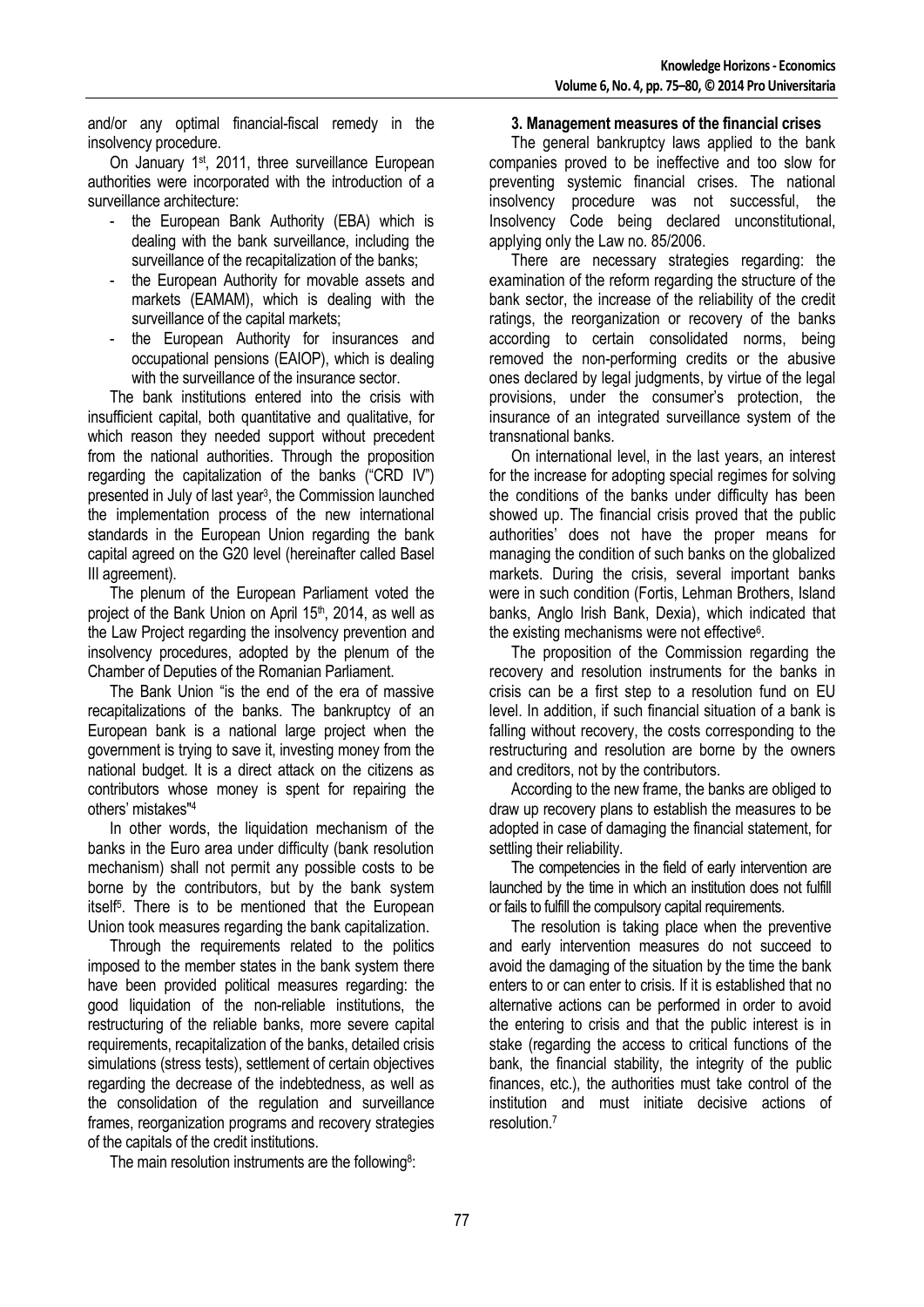and/or any optimal financial-fiscal remedy in the insolvency procedure.

On January 1st, 2011, three surveillance European authorities were incorporated with the introduction of a surveillance architecture:

- the European Bank Authority (EBA) which is dealing with the bank surveillance, including the surveillance of the recapitalization of the banks;
- the European Authority for movable assets and markets (EAMAM), which is dealing with the surveillance of the capital markets;
- the European Authority for insurances and occupational pensions (EAIOP), which is dealing with the surveillance of the insurance sector.

The bank institutions entered into the crisis with insufficient capital, both quantitative and qualitative, for which reason they needed support without precedent from the national authorities. Through the proposition regarding the capitalization of the banks ("CRD IV") presented in July of last year[3], the Commission launched the implementation process of the new international standards in the European Union regarding the bank capital agreed on the G20 level (hereinafter called Basel III agreement).

The plenum of the European Parliament voted the project of the Bank Union on April 15th, 2014, as well as the Law Project regarding the insolvency prevention and insolvency procedures, adopted by the plenum of the Chamber of Deputies of the Romanian Parliament.

The Bank Union "is the end of the era of massive recapitalizations of the banks. The bankruptcy of an European bank is a national large project when the government is trying to save it, investing money from the national budget. It is a direct attack on the citizens as contributors whose money is spent for repairing the others' mistakes"[4]

In other words, the liquidation mechanism of the banks in the Euro area under difficulty (bank resolution mechanism) shall not permit any possible costs to be borne by the contributors, but by the bank system itself[5]. There is to be mentioned that the European Union took measures regarding the bank capitalization.

Through the requirements related to the politics imposed to the member states in the bank system there have been provided political measures regarding: the good liquidation of the non-reliable institutions, the restructuring of the reliable banks, more severe capital requirements, recapitalization of the banks, detailed crisis simulations (stress tests), settlement of certain objectives regarding the decrease of the indebtedness, as well as the consolidation of the regulation and surveillance frames, reorganization programs and recovery strategies of the capitals of the credit institutions.

The main resolution instruments are the following[8]:

**3. Management measures of the financial crises**

The general bankruptcy laws applied to the bank companies proved to be ineffective and too slow for preventing systemic financial crises. The national insolvency procedure was not successful, the Insolvency Code being declared unconstitutional, applying only the Law no. 85/2006.

There are necessary strategies regarding: the examination of the reform regarding the structure of the bank sector, the increase of the reliability of the credit ratings, the reorganization or recovery of the banks according to certain consolidated norms, being removed the non-performing credits or the abusive ones declared by legal judgments, by virtue of the legal provisions, under the consumer's protection, the insurance of an integrated surveillance system of the transnational banks.

On international level, in the last years, an interest for the increase for adopting special regimes for solving the conditions of the banks under difficulty has been showed up. The financial crisis proved that the public authorities' does not have the proper means for managing the condition of such banks on the globalized markets. During the crisis, several important banks were in such condition (Fortis, Lehman Brothers, Island banks, Anglo Irish Bank, Dexia), which indicated that the existing mechanisms were not effective[6].

The proposition of the Commission regarding the recovery and resolution instruments for the banks in crisis can be a first step to a resolution fund on EU level. In addition, if such financial situation of a bank is falling without recovery, the costs corresponding to the restructuring and resolution are borne by the owners and creditors, not by the contributors.

According to the new frame, the banks are obliged to draw up recovery plans to establish the measures to be adopted in case of damaging the financial statement, for settling their reliability.

The competencies in the field of early intervention are launched by the time in which an institution does not fulfill or fails to fulfill the compulsory capital requirements.

The resolution is taking place when the preventive and early intervention measures do not succeed to avoid the damaging of the situation by the time the bank enters to or can enter to crisis. If it is established that no alternative actions can be performed in order to avoid the entering to crisis and that the public interest is in stake (regarding the access to critical functions of the bank, the financial stability, the integrity of the public finances, etc.), the authorities must take control of the institution and must initiate decisive actions of resolution.[7]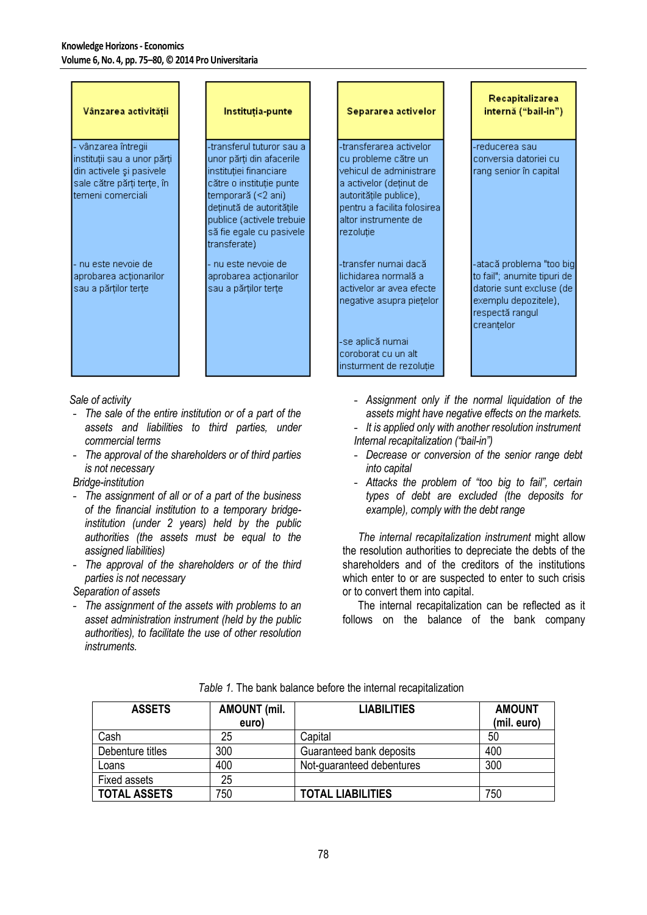| Vânzarea activității | Instituția-punte | Separarea activelor | Recapitalizarea internă ("bail-in") |
|---|---|---|---|
| - vânzarea întregii instituții sau a unor părți din activele și pasivele sale către părți terțe, în temeni comerciali | -transferul tuturor sau a unor părți din afacerile instituției financiare către o instituție punte temporară (<2 ani) deținută de autoritățile publice (activele trebuie să fie egale cu pasivele transferate) | -transferarea activelor cu probleme către un vehicul de administrare a activelor (deținut de autoritățile publice), pentru a facilita folosirea altor instrumente de rezoluție | -reducerea sau conversia datoriei cu rang senior în capital |
| - nu este nevoie de aprobarea acționarilor sau a părților terțe | - nu este nevoie de aprobarea acționarilor sau a părților terțe | -transfer numai dacă lichidarea normală a activelor ar avea efecte negative asupra piețelor | -atacă problema "too big to fail"; anumite tipuri de datorie sunt excluse (de exemplu depozitele), respectă rangul creanțelor |
| | | -se aplică numai coroborat cu un alt insturment de rezoluție | |

*Sale of activity*
- *The sale of the entire institution or of a part of the assets and liabilities to third parties, under commercial terms*
- *The approval of the shareholders or of third parties is not necessary*

*Bridge-institution*
- *The assignment of all or of a part of the business of the financial institution to a temporary bridge-institution (under 2 years) held by the public authorities (the assets must be equal to the assigned liabilities)*
- *The approval of the shareholders or of the third parties is not necessary*

*Separation of assets*
- *The assignment of the assets with problems to an asset administration instrument (held by the public authorities), to facilitate the use of other resolution instruments.*
- *Assignment only if the normal liquidation of the assets might have negative effects on the markets.*
- *It is applied only with another resolution instrument*

*Internal recapitalization ("bail-in")*
- *Decrease or conversion of the senior range debt into capital*
- *Attacks the problem of "too big to fail", certain types of debt are excluded (the deposits for example), comply with the debt range*

*The internal recapitalization instrument* might allow the resolution authorities to depreciate the debts of the shareholders and of the creditors of the institutions which enter to or are suspected to enter to such crisis or to convert them into capital.

The internal recapitalization can be reflected as it follows on the balance of the bank company

*Table 1.* The bank balance before the internal recapitalization

| ASSETS | AMOUNT (mil. euro) | LIABILITIES | AMOUNT (mil. euro) |
|---|---|---|---|
| Cash | 25 | Capital | 50 |
| Debenture titles | 300 | Guaranteed bank deposits | 400 |
| Loans | 400 | Not-guaranteed debentures | 300 |
| Fixed assets | 25 | | |
| **TOTAL ASSETS** | 750 | **TOTAL LIABILITIES** | 750 |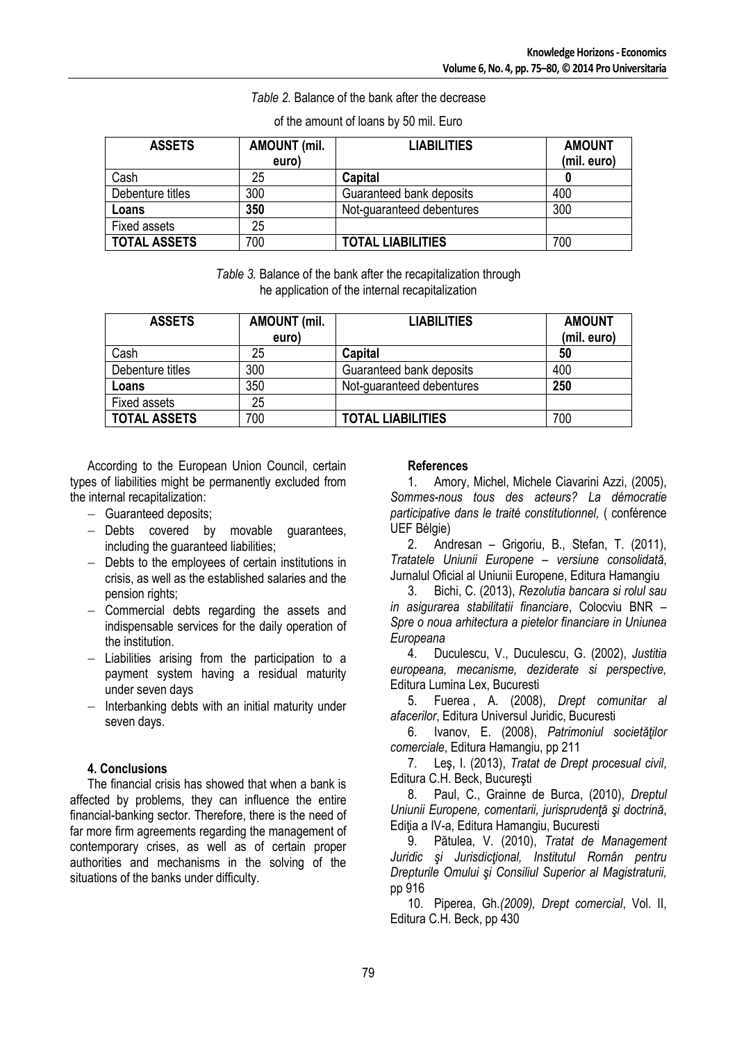*Table 2.* Balance of the bank after the decrease

of the amount of loans by 50 mil. Euro

| **ASSETS** | **AMOUNT (mil. euro)** | **LIABILITIES** | **AMOUNT (mil. euro)** |
|---|---|---|---|
| Cash | 25 | **Capital** | **0** |
| Debenture titles | 300 | Guaranteed bank deposits | 400 |
| **Loans** | **350** | Not-guaranteed debentures | 300 |
| Fixed assets | 25 | | |
| **TOTAL ASSETS** | 700 | **TOTAL LIABILITIES** | 700 |

*Table 3.* Balance of the bank after the recapitalization through he application of the internal recapitalization

| **ASSETS** | **AMOUNT (mil. euro)** | **LIABILITIES** | **AMOUNT (mil. euro)** |
|---|---|---|---|
| Cash | 25 | **Capital** | **50** |
| Debenture titles | 300 | Guaranteed bank deposits | 400 |
| **Loans** | 350 | Not-guaranteed debentures | **250** |
| Fixed assets | 25 | | |
| **TOTAL ASSETS** | 700 | **TOTAL LIABILITIES** | 700 |

According to the European Union Council, certain types of liabilities might be permanently excluded from the internal recapitalization:

- Guaranteed deposits;
- Debts covered by movable guarantees, including the guaranteed liabilities;
- Debts to the employees of certain institutions in crisis, as well as the established salaries and the pension rights;
- Commercial debts regarding the assets and indispensable services for the daily operation of the institution.
- Liabilities arising from the participation to a payment system having a residual maturity under seven days
- Interbanking debts with an initial maturity under seven days.

### 4. Conclusions

The financial crisis has showed that when a bank is affected by problems, they can influence the entire financial-banking sector. Therefore, there is the need of far more firm agreements regarding the management of contemporary crises, as well as of certain proper authorities and mechanisms in the solving of the situations of the banks under difficulty.

### References

1. Amory, Michel, Michele Ciavarini Azzi, (2005), *Sommes-nous tous des acteurs? La démocratie participative dans le traité constitutionnel,* ( conférence UEF Bélgie)
2. Andresan – Grigoriu, B., Stefan, T. (2011), *Tratatele Uniunii Europene – versiune consolidată*, Jurnalul Oficial al Uniunii Europene, Editura Hamangiu
3. Bichi, C. (2013), *Rezolutia bancara si rolul sau in asigurarea stabilitatii financiare*, Colocviu BNR – *Spre o noua arhitectura a pietelor financiare in Uniunea Europeana*
4. Duculescu, V., Duculescu, G. (2002), *Justitia europeana, mecanisme, deziderate si perspective,* Editura Lumina Lex, Bucuresti
5. Fuerea , A. (2008), *Drept comunitar al afacerilor*, Editura Universul Juridic, Bucuresti
6. Ivanov, E. (2008), *Patrimoniul societăţilor comerciale*, Editura Hamangiu, pp 211
7. Leş, I. (2013), *Tratat de Drept procesual civil*, Editura C.H. Beck, Bucureşti
8. Paul, C., Grainne de Burca, (2010), *Dreptul Uniunii Europene, comentarii, jurisprudenţă şi doctrină*, Ediţia a IV-a, Editura Hamangiu, Bucuresti
9. Pătulea, V. (2010), *Tratat de Management Juridic şi Jurisdicţional, Institutul Român pentru Drepturile Omului şi Consiliul Superior al Magistraturii,* pp 916
10. Piperea, Gh.*(2009), Drept comercial*, Vol. II, Editura C.H. Beck, pp 430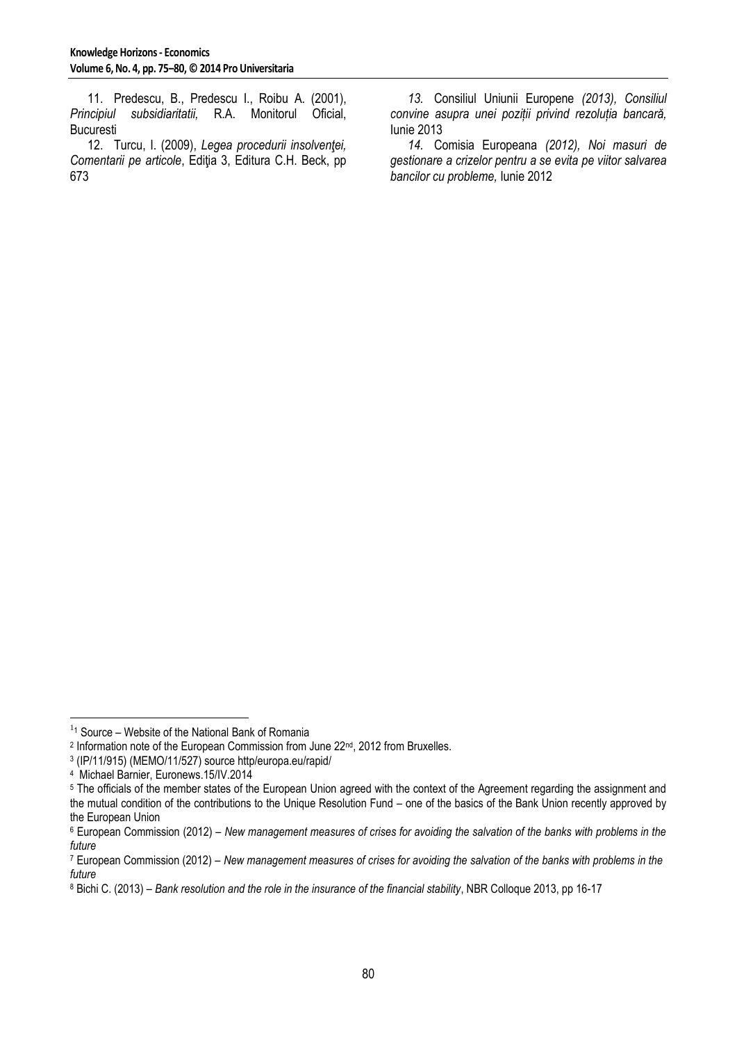11. Predescu, B., Predescu I., Roibu A. (2001), *Principiul subsidiaritatii,* R.A. Monitorul Oficial, Bucuresti

12. Turcu, I. (2009), *Legea procedurii insolvenţei, Comentarii pe articole*, Ediţia 3, Editura C.H. Beck, pp 673

13. Consiliul Uniunii Europene *(2013), Consiliul convine asupra unei poziții privind rezoluția bancară,* Iunie 2013

14. Comisia Europeana *(2012), Noi masuri de gestionare a crizelor pentru a se evita pe viitor salvarea bancilor cu probleme,* Iunie 2012

---

[1] Source – Website of the National Bank of Romania

[2] Information note of the European Commission from June 22nd, 2012 from Bruxelles.

[3] (IP/11/915) (MEMO/11/527) source http/europa.eu/rapid/

[4] Michael Barnier, Euronews.15/IV.2014

[5] The officials of the member states of the European Union agreed with the context of the Agreement regarding the assignment and the mutual condition of the contributions to the Unique Resolution Fund – one of the basics of the Bank Union recently approved by the European Union

[6] European Commission (2012) – *New management measures of crises for avoiding the salvation of the banks with problems in the future*

[7] European Commission (2012) – *New management measures of crises for avoiding the salvation of the banks with problems in the future*

[8] Bichi C. (2013) – *Bank resolution and the role in the insurance of the financial stability*, NBR Colloque 2013, pp 16-17